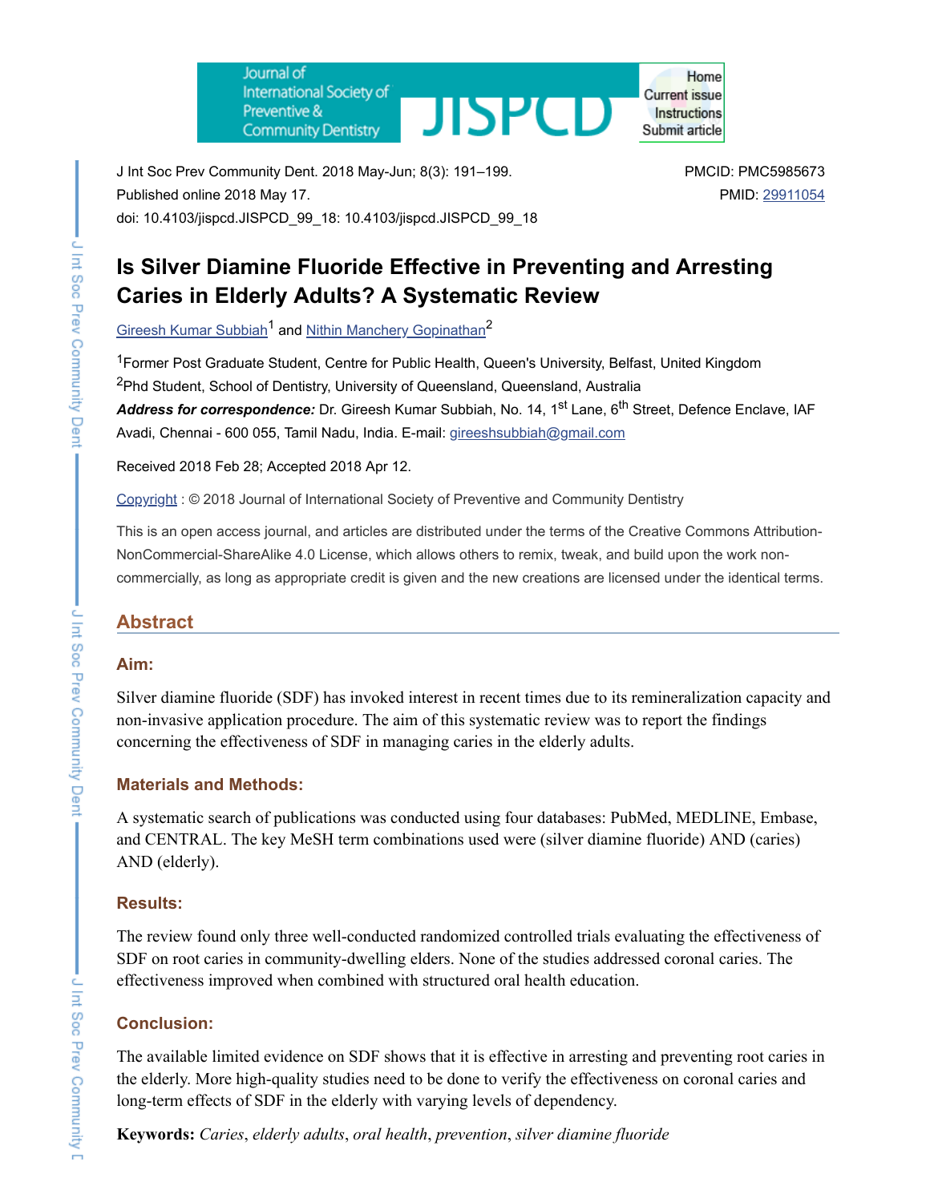J Int Soc Prev Community Dent. 2018 May-Jun; 8(3): 191–199.
Published online 2018 May 17.
doi: 10.4103/jispcd.JISPCD_99_18: 10.4103/jispcd.JISPCD_99_18

PMCID: PMC5985673
PMID: 29911054

# Is Silver Diamine Fluoride Effective in Preventing and Arresting Caries in Elderly Adults? A Systematic Review

Gireesh Kumar Subbiah[1] and Nithin Manchery Gopinathan[2]

[1]Former Post Graduate Student, Centre for Public Health, Queen's University, Belfast, United Kingdom
[2]Phd Student, School of Dentistry, University of Queensland, Queensland, Australia
***Address for correspondence:*** Dr. Gireesh Kumar Subbiah, No. 14, 1st Lane, 6th Street, Defence Enclave, IAF Avadi, Chennai - 600 055, Tamil Nadu, India. E-mail: gireeshsubbiah@gmail.com

Received 2018 Feb 28; Accepted 2018 Apr 12.

Copyright : © 2018 Journal of International Society of Preventive and Community Dentistry

This is an open access journal, and articles are distributed under the terms of the Creative Commons Attribution-NonCommercial-ShareAlike 4.0 License, which allows others to remix, tweak, and build upon the work non-commercially, as long as appropriate credit is given and the new creations are licensed under the identical terms.

## Abstract

### Aim:

Silver diamine fluoride (SDF) has invoked interest in recent times due to its remineralization capacity and non-invasive application procedure. The aim of this systematic review was to report the findings concerning the effectiveness of SDF in managing caries in the elderly adults.

### Materials and Methods:

A systematic search of publications was conducted using four databases: PubMed, MEDLINE, Embase, and CENTRAL. The key MeSH term combinations used were (silver diamine fluoride) AND (caries) AND (elderly).

### Results:

The review found only three well-conducted randomized controlled trials evaluating the effectiveness of SDF on root caries in community-dwelling elders. None of the studies addressed coronal caries. The effectiveness improved when combined with structured oral health education.

### Conclusion:

The available limited evidence on SDF shows that it is effective in arresting and preventing root caries in the elderly. More high-quality studies need to be done to verify the effectiveness on coronal caries and long-term effects of SDF in the elderly with varying levels of dependency.

**Keywords:** *Caries*, *elderly adults*, *oral health*, *prevention*, *silver diamine fluoride*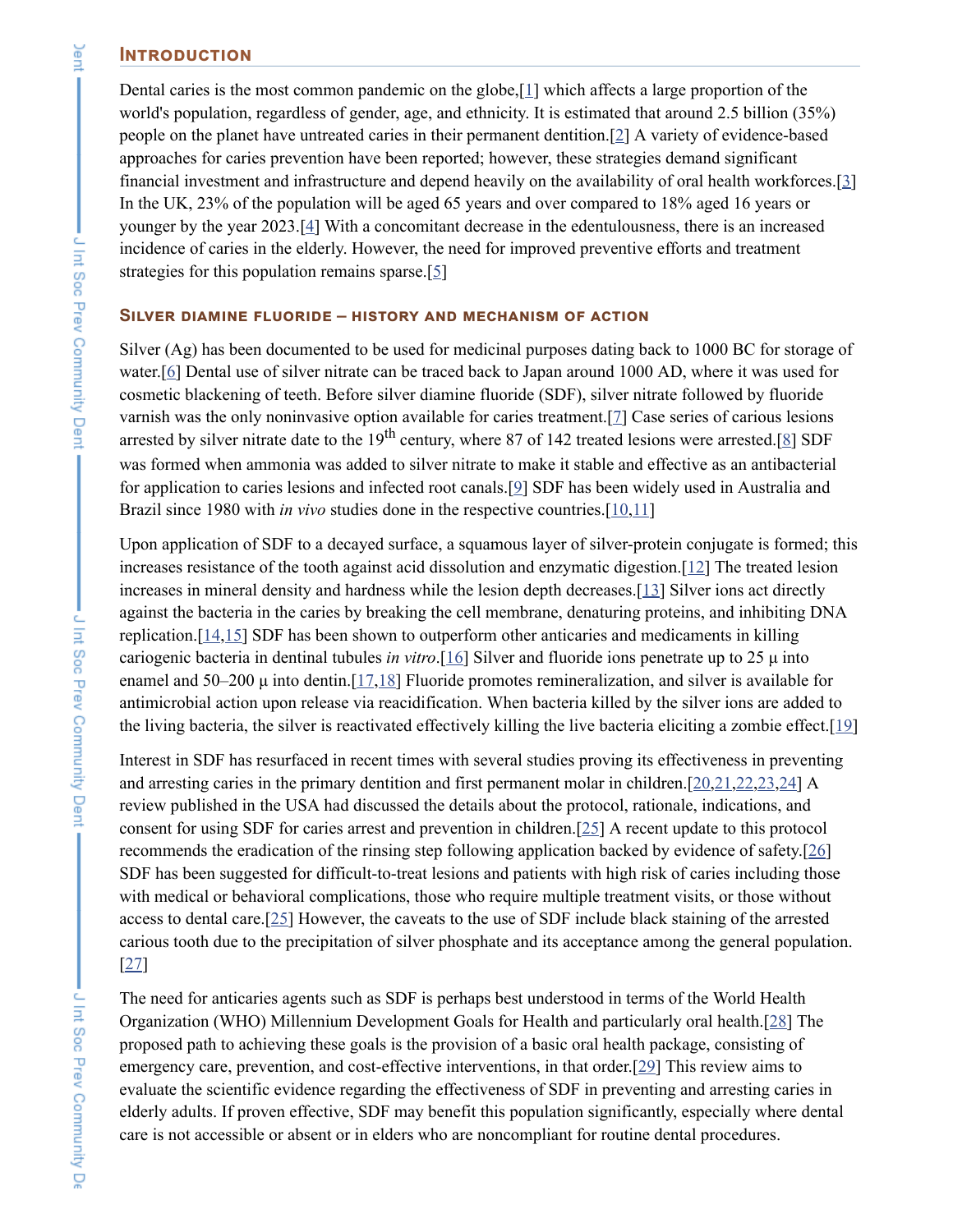## Introduction

Dental caries is the most common pandemic on the globe,[1] which affects a large proportion of the world's population, regardless of gender, age, and ethnicity. It is estimated that around 2.5 billion (35%) people on the planet have untreated caries in their permanent dentition.[2] A variety of evidence-based approaches for caries prevention have been reported; however, these strategies demand significant financial investment and infrastructure and depend heavily on the availability of oral health workforces.[3] In the UK, 23% of the population will be aged 65 years and over compared to 18% aged 16 years or younger by the year 2023.[4] With a concomitant decrease in the edentulousness, there is an increased incidence of caries in the elderly. However, the need for improved preventive efforts and treatment strategies for this population remains sparse.[5]

### Silver diamine fluoride – history and mechanism of action

Silver (Ag) has been documented to be used for medicinal purposes dating back to 1000 BC for storage of water.[6] Dental use of silver nitrate can be traced back to Japan around 1000 AD, where it was used for cosmetic blackening of teeth. Before silver diamine fluoride (SDF), silver nitrate followed by fluoride varnish was the only noninvasive option available for caries treatment.[7] Case series of carious lesions arrested by silver nitrate date to the 19th century, where 87 of 142 treated lesions were arrested.[8] SDF was formed when ammonia was added to silver nitrate to make it stable and effective as an antibacterial for application to caries lesions and infected root canals.[9] SDF has been widely used in Australia and Brazil since 1980 with *in vivo* studies done in the respective countries.[10,11]

Upon application of SDF to a decayed surface, a squamous layer of silver-protein conjugate is formed; this increases resistance of the tooth against acid dissolution and enzymatic digestion.[12] The treated lesion increases in mineral density and hardness while the lesion depth decreases.[13] Silver ions act directly against the bacteria in the caries by breaking the cell membrane, denaturing proteins, and inhibiting DNA replication.[14,15] SDF has been shown to outperform other anticaries and medicaments in killing cariogenic bacteria in dentinal tubules *in vitro*.[16] Silver and fluoride ions penetrate up to 25 μ into enamel and 50–200 μ into dentin.[17,18] Fluoride promotes remineralization, and silver is available for antimicrobial action upon release via reacidification. When bacteria killed by the silver ions are added to the living bacteria, the silver is reactivated effectively killing the live bacteria eliciting a zombie effect.[19]

Interest in SDF has resurfaced in recent times with several studies proving its effectiveness in preventing and arresting caries in the primary dentition and first permanent molar in children.[20,21,22,23,24] A review published in the USA had discussed the details about the protocol, rationale, indications, and consent for using SDF for caries arrest and prevention in children.[25] A recent update to this protocol recommends the eradication of the rinsing step following application backed by evidence of safety.[26] SDF has been suggested for difficult-to-treat lesions and patients with high risk of caries including those with medical or behavioral complications, those who require multiple treatment visits, or those without access to dental care.[25] However, the caveats to the use of SDF include black staining of the arrested carious tooth due to the precipitation of silver phosphate and its acceptance among the general population.[27]

The need for anticaries agents such as SDF is perhaps best understood in terms of the World Health Organization (WHO) Millennium Development Goals for Health and particularly oral health.[28] The proposed path to achieving these goals is the provision of a basic oral health package, consisting of emergency care, prevention, and cost-effective interventions, in that order.[29] This review aims to evaluate the scientific evidence regarding the effectiveness of SDF in preventing and arresting caries in elderly adults. If proven effective, SDF may benefit this population significantly, especially where dental care is not accessible or absent or in elders who are noncompliant for routine dental procedures.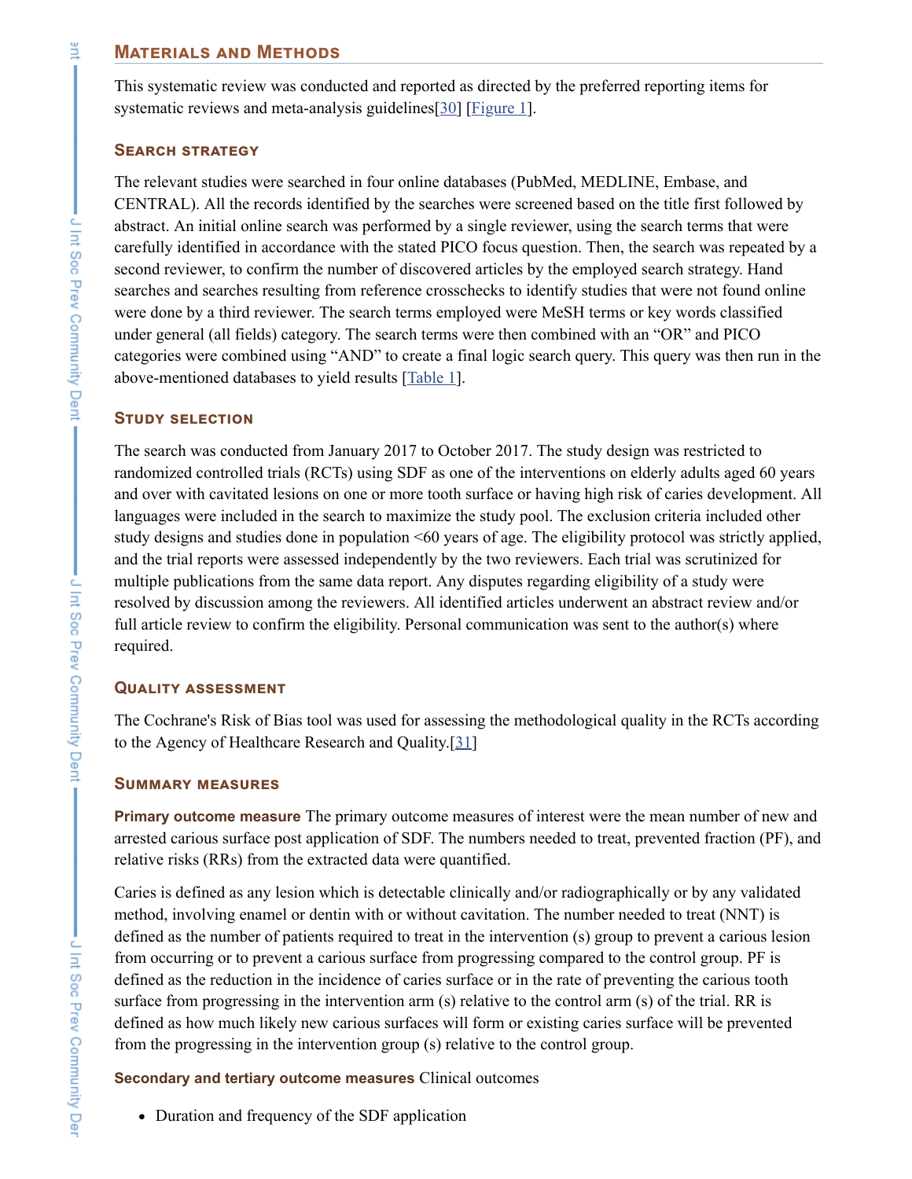## Materials and Methods

This systematic review was conducted and reported as directed by the preferred reporting items for systematic reviews and meta-analysis guidelines[30] [Figure 1].

### Search strategy

The relevant studies were searched in four online databases (PubMed, MEDLINE, Embase, and CENTRAL). All the records identified by the searches were screened based on the title first followed by abstract. An initial online search was performed by a single reviewer, using the search terms that were carefully identified in accordance with the stated PICO focus question. Then, the search was repeated by a second reviewer, to confirm the number of discovered articles by the employed search strategy. Hand searches and searches resulting from reference crosschecks to identify studies that were not found online were done by a third reviewer. The search terms employed were MeSH terms or key words classified under general (all fields) category. The search terms were then combined with an "OR" and PICO categories were combined using "AND" to create a final logic search query. This query was then run in the above-mentioned databases to yield results [Table 1].

### Study selection

The search was conducted from January 2017 to October 2017. The study design was restricted to randomized controlled trials (RCTs) using SDF as one of the interventions on elderly adults aged 60 years and over with cavitated lesions on one or more tooth surface or having high risk of caries development. All languages were included in the search to maximize the study pool. The exclusion criteria included other study designs and studies done in population <60 years of age. The eligibility protocol was strictly applied, and the trial reports were assessed independently by the two reviewers. Each trial was scrutinized for multiple publications from the same data report. Any disputes regarding eligibility of a study were resolved by discussion among the reviewers. All identified articles underwent an abstract review and/or full article review to confirm the eligibility. Personal communication was sent to the author(s) where required.

### Quality assessment

The Cochrane's Risk of Bias tool was used for assessing the methodological quality in the RCTs according to the Agency of Healthcare Research and Quality.[31]

### Summary measures

**Primary outcome measure** The primary outcome measures of interest were the mean number of new and arrested carious surface post application of SDF. The numbers needed to treat, prevented fraction (PF), and relative risks (RRs) from the extracted data were quantified.

Caries is defined as any lesion which is detectable clinically and/or radiographically or by any validated method, involving enamel or dentin with or without cavitation. The number needed to treat (NNT) is defined as the number of patients required to treat in the intervention (s) group to prevent a carious lesion from occurring or to prevent a carious surface from progressing compared to the control group. PF is defined as the reduction in the incidence of caries surface or in the rate of preventing the carious tooth surface from progressing in the intervention arm (s) relative to the control arm (s) of the trial. RR is defined as how much likely new carious surfaces will form or existing caries surface will be prevented from the progressing in the intervention group (s) relative to the control group.

**Secondary and tertiary outcome measures** Clinical outcomes

- Duration and frequency of the SDF application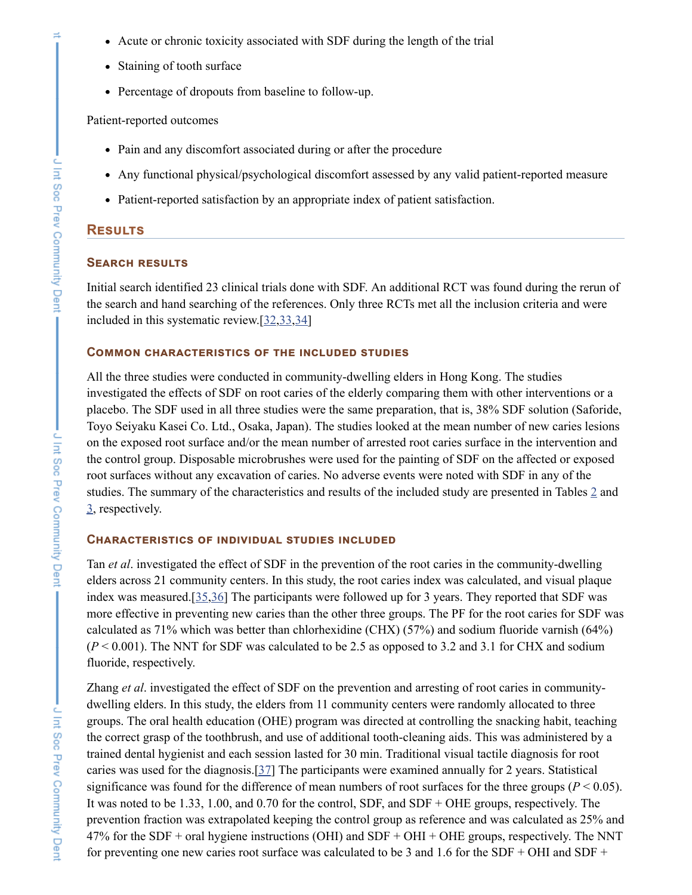- Acute or chronic toxicity associated with SDF during the length of the trial
- Staining of tooth surface
- Percentage of dropouts from baseline to follow-up.

Patient-reported outcomes

- Pain and any discomfort associated during or after the procedure
- Any functional physical/psychological discomfort assessed by any valid patient-reported measure
- Patient-reported satisfaction by an appropriate index of patient satisfaction.

## Results

### Search results

Initial search identified 23 clinical trials done with SDF. An additional RCT was found during the rerun of the search and hand searching of the references. Only three RCTs met all the inclusion criteria and were included in this systematic review.[32,33,34]

### Common characteristics of the included studies

All the three studies were conducted in community-dwelling elders in Hong Kong. The studies investigated the effects of SDF on root caries of the elderly comparing them with other interventions or a placebo. The SDF used in all three studies were the same preparation, that is, 38% SDF solution (Saforide, Toyo Seiyaku Kasei Co. Ltd., Osaka, Japan). The studies looked at the mean number of new caries lesions on the exposed root surface and/or the mean number of arrested root caries surface in the intervention and the control group. Disposable microbrushes were used for the painting of SDF on the affected or exposed root surfaces without any excavation of caries. No adverse events were noted with SDF in any of the studies. The summary of the characteristics and results of the included study are presented in Tables 2 and 3, respectively.

### Characteristics of individual studies included

Tan *et al*. investigated the effect of SDF in the prevention of the root caries in the community-dwelling elders across 21 community centers. In this study, the root caries index was calculated, and visual plaque index was measured.[35,36] The participants were followed up for 3 years. They reported that SDF was more effective in preventing new caries than the other three groups. The PF for the root caries for SDF was calculated as 71% which was better than chlorhexidine (CHX) (57%) and sodium fluoride varnish (64%) ($P < 0.001$). The NNT for SDF was calculated to be 2.5 as opposed to 3.2 and 3.1 for CHX and sodium fluoride, respectively.

Zhang *et al*. investigated the effect of SDF on the prevention and arresting of root caries in community-dwelling elders. In this study, the elders from 11 community centers were randomly allocated to three groups. The oral health education (OHE) program was directed at controlling the snacking habit, teaching the correct grasp of the toothbrush, and use of additional tooth-cleaning aids. This was administered by a trained dental hygienist and each session lasted for 30 min. Traditional visual tactile diagnosis for root caries was used for the diagnosis.[37] The participants were examined annually for 2 years. Statistical significance was found for the difference of mean numbers of root surfaces for the three groups ($P < 0.05$). It was noted to be 1.33, 1.00, and 0.70 for the control, SDF, and SDF + OHE groups, respectively. The prevention fraction was extrapolated keeping the control group as reference and was calculated as 25% and 47% for the SDF + oral hygiene instructions (OHI) and SDF + OHI + OHE groups, respectively. The NNT for preventing one new caries root surface was calculated to be 3 and 1.6 for the SDF + OHI and SDF +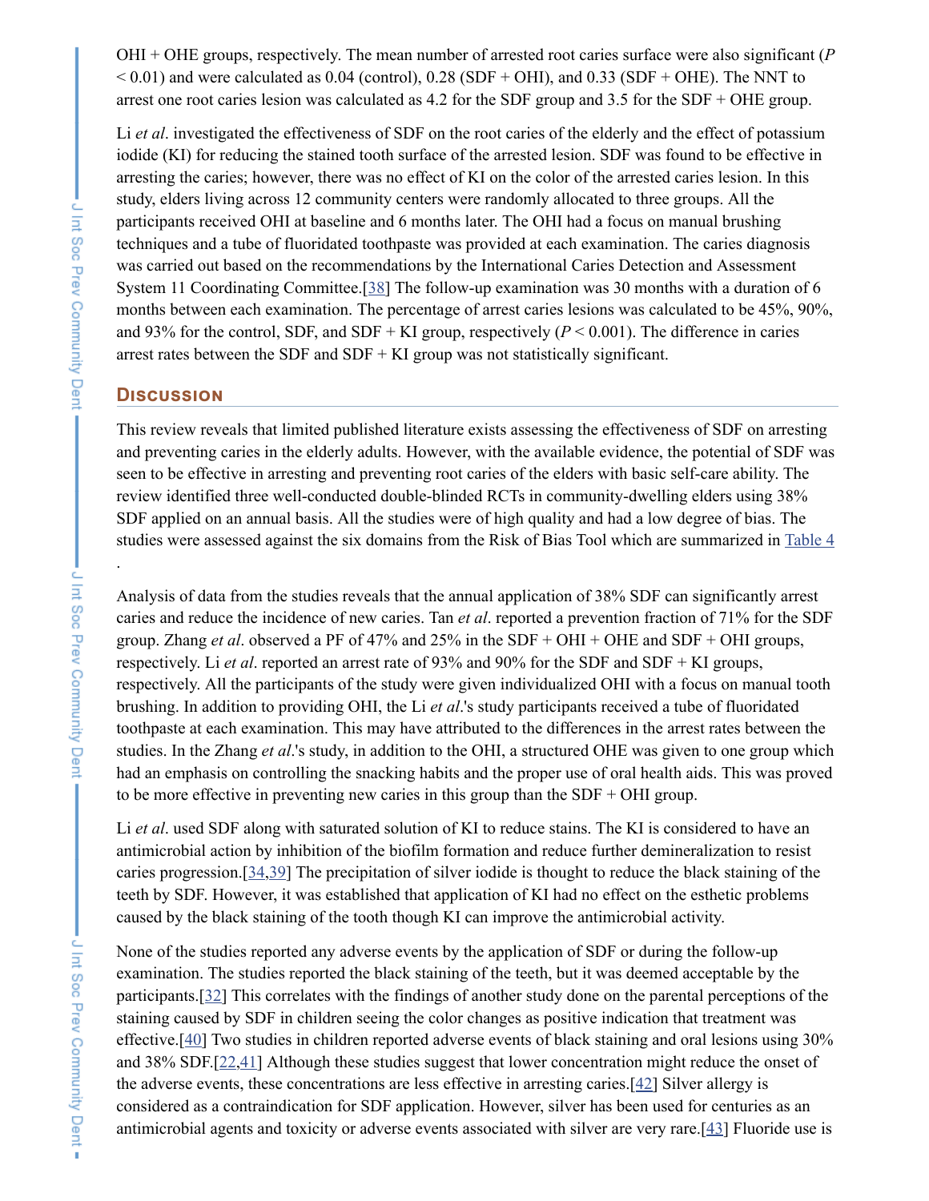OHI + OHE groups, respectively. The mean number of arrested root caries surface were also significant ($P < 0.01$) and were calculated as 0.04 (control), 0.28 (SDF + OHI), and 0.33 (SDF + OHE). The NNT to arrest one root caries lesion was calculated as 4.2 for the SDF group and 3.5 for the SDF + OHE group.

Li *et al*. investigated the effectiveness of SDF on the root caries of the elderly and the effect of potassium iodide (KI) for reducing the stained tooth surface of the arrested lesion. SDF was found to be effective in arresting the caries; however, there was no effect of KI on the color of the arrested caries lesion. In this study, elders living across 12 community centers were randomly allocated to three groups. All the participants received OHI at baseline and 6 months later. The OHI had a focus on manual brushing techniques and a tube of fluoridated toothpaste was provided at each examination. The caries diagnosis was carried out based on the recommendations by the International Caries Detection and Assessment System 11 Coordinating Committee.[38] The follow-up examination was 30 months with a duration of 6 months between each examination. The percentage of arrest caries lesions was calculated to be 45%, 90%, and 93% for the control, SDF, and SDF + KI group, respectively ($P < 0.001$). The difference in caries arrest rates between the SDF and SDF + KI group was not statistically significant.

## Discussion

This review reveals that limited published literature exists assessing the effectiveness of SDF on arresting and preventing caries in the elderly adults. However, with the available evidence, the potential of SDF was seen to be effective in arresting and preventing root caries of the elders with basic self-care ability. The review identified three well-conducted double-blinded RCTs in community-dwelling elders using 38% SDF applied on an annual basis. All the studies were of high quality and had a low degree of bias. The studies were assessed against the six domains from the Risk of Bias Tool which are summarized in Table 4.

Analysis of data from the studies reveals that the annual application of 38% SDF can significantly arrest caries and reduce the incidence of new caries. Tan *et al*. reported a prevention fraction of 71% for the SDF group. Zhang *et al*. observed a PF of 47% and 25% in the SDF + OHI + OHE and SDF + OHI groups, respectively. Li *et al*. reported an arrest rate of 93% and 90% for the SDF and SDF + KI groups, respectively. All the participants of the study were given individualized OHI with a focus on manual tooth brushing. In addition to providing OHI, the Li *et al*.'s study participants received a tube of fluoridated toothpaste at each examination. This may have attributed to the differences in the arrest rates between the studies. In the Zhang *et al*.'s study, in addition to the OHI, a structured OHE was given to one group which had an emphasis on controlling the snacking habits and the proper use of oral health aids. This was proved to be more effective in preventing new caries in this group than the SDF + OHI group.

Li *et al*. used SDF along with saturated solution of KI to reduce stains. The KI is considered to have an antimicrobial action by inhibition of the biofilm formation and reduce further demineralization to resist caries progression.[34,39] The precipitation of silver iodide is thought to reduce the black staining of the teeth by SDF. However, it was established that application of KI had no effect on the esthetic problems caused by the black staining of the tooth though KI can improve the antimicrobial activity.

None of the studies reported any adverse events by the application of SDF or during the follow-up examination. The studies reported the black staining of the teeth, but it was deemed acceptable by the participants.[32] This correlates with the findings of another study done on the parental perceptions of the staining caused by SDF in children seeing the color changes as positive indication that treatment was effective.[40] Two studies in children reported adverse events of black staining and oral lesions using 30% and 38% SDF.[22,41] Although these studies suggest that lower concentration might reduce the onset of the adverse events, these concentrations are less effective in arresting caries.[42] Silver allergy is considered as a contraindication for SDF application. However, silver has been used for centuries as an antimicrobial agents and toxicity or adverse events associated with silver are very rare.[43] Fluoride use is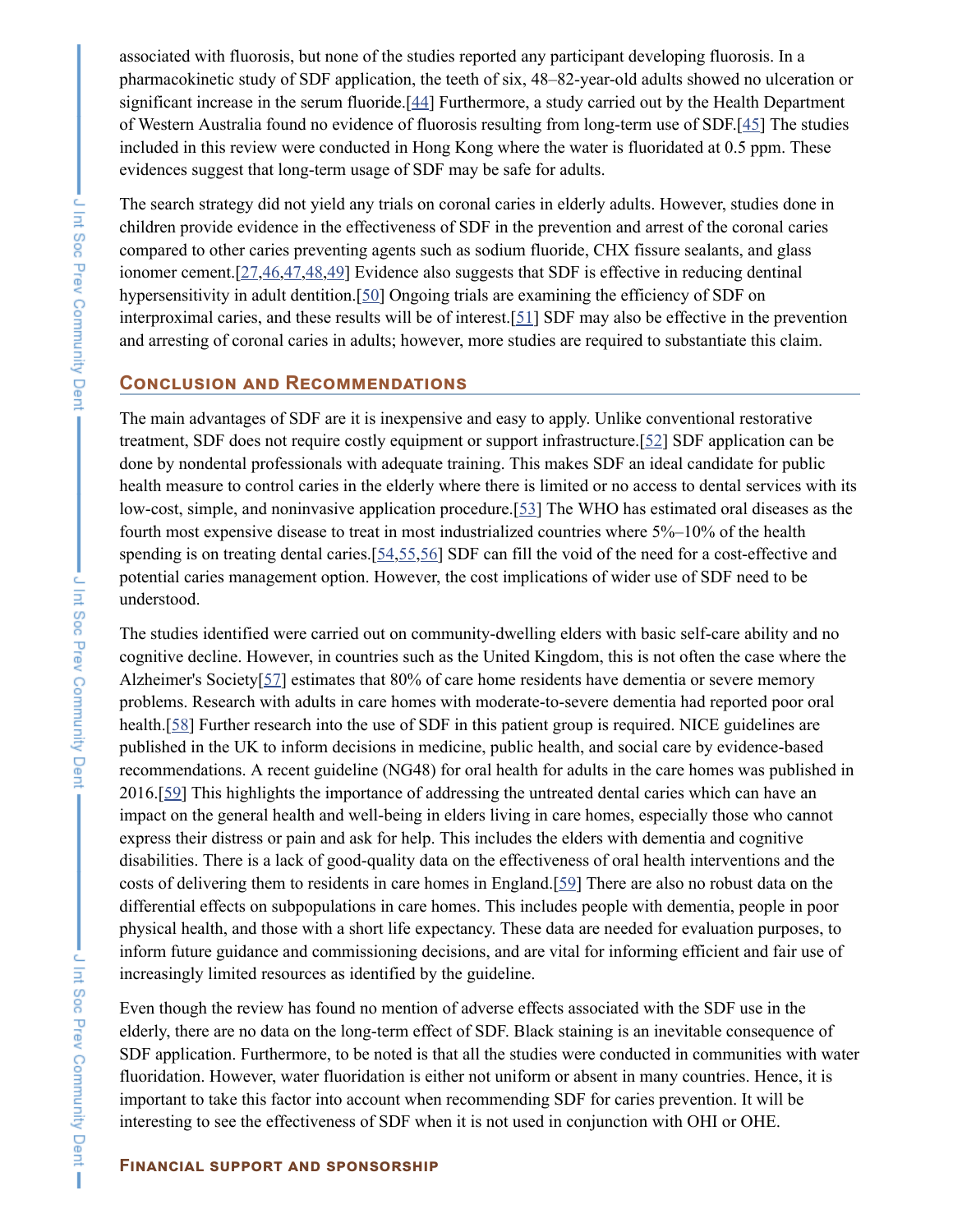associated with fluorosis, but none of the studies reported any participant developing fluorosis. In a pharmacokinetic study of SDF application, the teeth of six, 48–82-year-old adults showed no ulceration or significant increase in the serum fluoride.[44] Furthermore, a study carried out by the Health Department of Western Australia found no evidence of fluorosis resulting from long-term use of SDF.[45] The studies included in this review were conducted in Hong Kong where the water is fluoridated at 0.5 ppm. These evidences suggest that long-term usage of SDF may be safe for adults.

The search strategy did not yield any trials on coronal caries in elderly adults. However, studies done in children provide evidence in the effectiveness of SDF in the prevention and arrest of the coronal caries compared to other caries preventing agents such as sodium fluoride, CHX fissure sealants, and glass ionomer cement.[27,46,47,48,49] Evidence also suggests that SDF is effective in reducing dentinal hypersensitivity in adult dentition.[50] Ongoing trials are examining the efficiency of SDF on interproximal caries, and these results will be of interest.[51] SDF may also be effective in the prevention and arresting of coronal caries in adults; however, more studies are required to substantiate this claim.

## Conclusion and Recommendations

The main advantages of SDF are it is inexpensive and easy to apply. Unlike conventional restorative treatment, SDF does not require costly equipment or support infrastructure.[52] SDF application can be done by nondental professionals with adequate training. This makes SDF an ideal candidate for public health measure to control caries in the elderly where there is limited or no access to dental services with its low-cost, simple, and noninvasive application procedure.[53] The WHO has estimated oral diseases as the fourth most expensive disease to treat in most industrialized countries where 5%–10% of the health spending is on treating dental caries.[54,55,56] SDF can fill the void of the need for a cost-effective and potential caries management option. However, the cost implications of wider use of SDF need to be understood.

The studies identified were carried out on community-dwelling elders with basic self-care ability and no cognitive decline. However, in countries such as the United Kingdom, this is not often the case where the Alzheimer's Society[57] estimates that 80% of care home residents have dementia or severe memory problems. Research with adults in care homes with moderate-to-severe dementia had reported poor oral health.[58] Further research into the use of SDF in this patient group is required. NICE guidelines are published in the UK to inform decisions in medicine, public health, and social care by evidence-based recommendations. A recent guideline (NG48) for oral health for adults in the care homes was published in 2016.[59] This highlights the importance of addressing the untreated dental caries which can have an impact on the general health and well-being in elders living in care homes, especially those who cannot express their distress or pain and ask for help. This includes the elders with dementia and cognitive disabilities. There is a lack of good-quality data on the effectiveness of oral health interventions and the costs of delivering them to residents in care homes in England.[59] There are also no robust data on the differential effects on subpopulations in care homes. This includes people with dementia, people in poor physical health, and those with a short life expectancy. These data are needed for evaluation purposes, to inform future guidance and commissioning decisions, and are vital for informing efficient and fair use of increasingly limited resources as identified by the guideline.

Even though the review has found no mention of adverse effects associated with the SDF use in the elderly, there are no data on the long-term effect of SDF. Black staining is an inevitable consequence of SDF application. Furthermore, to be noted is that all the studies were conducted in communities with water fluoridation. However, water fluoridation is either not uniform or absent in many countries. Hence, it is important to take this factor into account when recommending SDF for caries prevention. It will be interesting to see the effectiveness of SDF when it is not used in conjunction with OHI or OHE.

### Financial support and sponsorship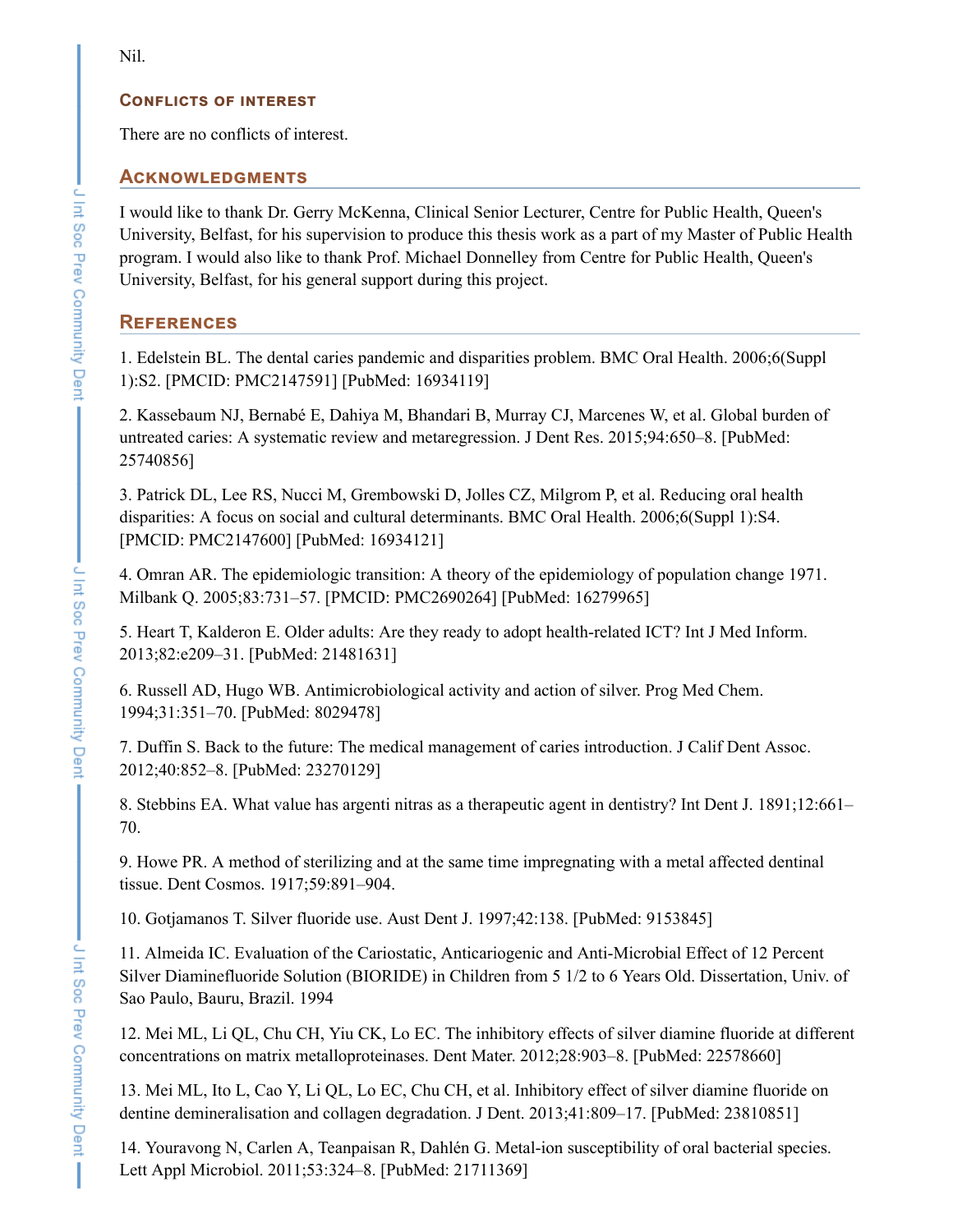Nil.

## Conflicts of interest

There are no conflicts of interest.

## Acknowledgments

I would like to thank Dr. Gerry McKenna, Clinical Senior Lecturer, Centre for Public Health, Queen's University, Belfast, for his supervision to produce this thesis work as a part of my Master of Public Health program. I would also like to thank Prof. Michael Donnelley from Centre for Public Health, Queen's University, Belfast, for his general support during this project.

## References

1. Edelstein BL. The dental caries pandemic and disparities problem. BMC Oral Health. 2006;6(Suppl 1):S2. [PMCID: PMC2147591] [PubMed: 16934119]

2. Kassebaum NJ, Bernabé E, Dahiya M, Bhandari B, Murray CJ, Marcenes W, et al. Global burden of untreated caries: A systematic review and metaregression. J Dent Res. 2015;94:650–8. [PubMed: 25740856]

3. Patrick DL, Lee RS, Nucci M, Grembowski D, Jolles CZ, Milgrom P, et al. Reducing oral health disparities: A focus on social and cultural determinants. BMC Oral Health. 2006;6(Suppl 1):S4. [PMCID: PMC2147600] [PubMed: 16934121]

4. Omran AR. The epidemiologic transition: A theory of the epidemiology of population change 1971. Milbank Q. 2005;83:731–57. [PMCID: PMC2690264] [PubMed: 16279965]

5. Heart T, Kalderon E. Older adults: Are they ready to adopt health-related ICT? Int J Med Inform. 2013;82:e209–31. [PubMed: 21481631]

6. Russell AD, Hugo WB. Antimicrobiological activity and action of silver. Prog Med Chem. 1994;31:351–70. [PubMed: 8029478]

7. Duffin S. Back to the future: The medical management of caries introduction. J Calif Dent Assoc. 2012;40:852–8. [PubMed: 23270129]

8. Stebbins EA. What value has argenti nitras as a therapeutic agent in dentistry? Int Dent J. 1891;12:661–70.

9. Howe PR. A method of sterilizing and at the same time impregnating with a metal affected dentinal tissue. Dent Cosmos. 1917;59:891–904.

10. Gotjamanos T. Silver fluoride use. Aust Dent J. 1997;42:138. [PubMed: 9153845]

11. Almeida IC. Evaluation of the Cariostatic, Anticariogenic and Anti-Microbial Effect of 12 Percent Silver Diaminefluoride Solution (BIORIDE) in Children from 5 1/2 to 6 Years Old. Dissertation, Univ. of Sao Paulo, Bauru, Brazil. 1994

12. Mei ML, Li QL, Chu CH, Yiu CK, Lo EC. The inhibitory effects of silver diamine fluoride at different concentrations on matrix metalloproteinases. Dent Mater. 2012;28:903–8. [PubMed: 22578660]

13. Mei ML, Ito L, Cao Y, Li QL, Lo EC, Chu CH, et al. Inhibitory effect of silver diamine fluoride on dentine demineralisation and collagen degradation. J Dent. 2013;41:809–17. [PubMed: 23810851]

14. Youravong N, Carlen A, Teanpaisan R, Dahlén G. Metal-ion susceptibility of oral bacterial species. Lett Appl Microbiol. 2011;53:324–8. [PubMed: 21711369]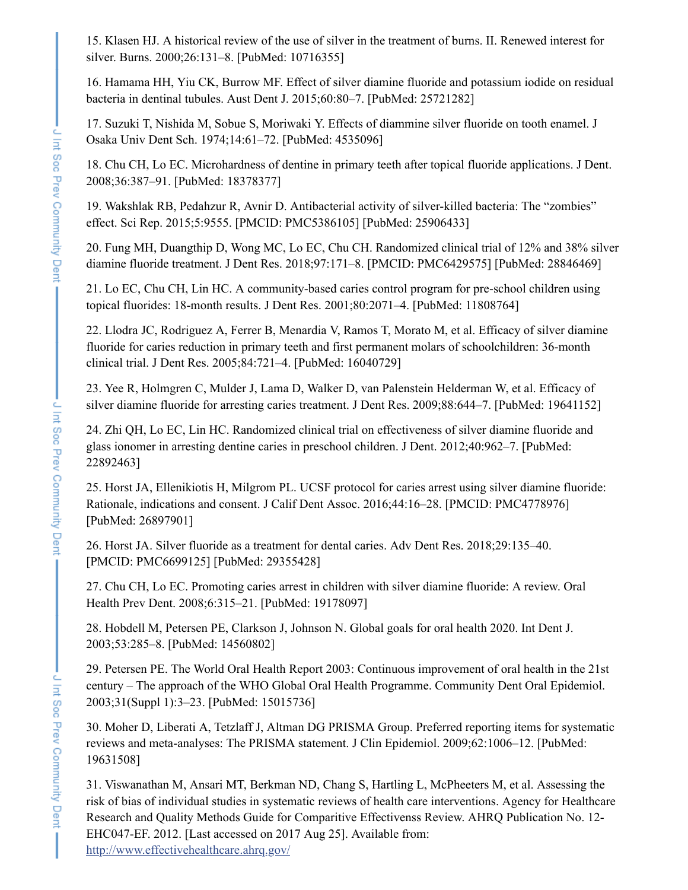15. Klasen HJ. A historical review of the use of silver in the treatment of burns. II. Renewed interest for silver. Burns. 2000;26:131–8. [PubMed: 10716355]

16. Hamama HH, Yiu CK, Burrow MF. Effect of silver diamine fluoride and potassium iodide on residual bacteria in dentinal tubules. Aust Dent J. 2015;60:80–7. [PubMed: 25721282]

17. Suzuki T, Nishida M, Sobue S, Moriwaki Y. Effects of diammine silver fluoride on tooth enamel. J Osaka Univ Dent Sch. 1974;14:61–72. [PubMed: 4535096]

18. Chu CH, Lo EC. Microhardness of dentine in primary teeth after topical fluoride applications. J Dent. 2008;36:387–91. [PubMed: 18378377]

19. Wakshlak RB, Pedahzur R, Avnir D. Antibacterial activity of silver-killed bacteria: The "zombies" effect. Sci Rep. 2015;5:9555. [PMCID: PMC5386105] [PubMed: 25906433]

20. Fung MH, Duangthip D, Wong MC, Lo EC, Chu CH. Randomized clinical trial of 12% and 38% silver diamine fluoride treatment. J Dent Res. 2018;97:171–8. [PMCID: PMC6429575] [PubMed: 28846469]

21. Lo EC, Chu CH, Lin HC. A community-based caries control program for pre-school children using topical fluorides: 18-month results. J Dent Res. 2001;80:2071–4. [PubMed: 11808764]

22. Llodra JC, Rodriguez A, Ferrer B, Menardia V, Ramos T, Morato M, et al. Efficacy of silver diamine fluoride for caries reduction in primary teeth and first permanent molars of schoolchildren: 36-month clinical trial. J Dent Res. 2005;84:721–4. [PubMed: 16040729]

23. Yee R, Holmgren C, Mulder J, Lama D, Walker D, van Palenstein Helderman W, et al. Efficacy of silver diamine fluoride for arresting caries treatment. J Dent Res. 2009;88:644–7. [PubMed: 19641152]

24. Zhi QH, Lo EC, Lin HC. Randomized clinical trial on effectiveness of silver diamine fluoride and glass ionomer in arresting dentine caries in preschool children. J Dent. 2012;40:962–7. [PubMed: 22892463]

25. Horst JA, Ellenikiotis H, Milgrom PL. UCSF protocol for caries arrest using silver diamine fluoride: Rationale, indications and consent. J Calif Dent Assoc. 2016;44:16–28. [PMCID: PMC4778976] [PubMed: 26897901]

26. Horst JA. Silver fluoride as a treatment for dental caries. Adv Dent Res. 2018;29:135–40. [PMCID: PMC6699125] [PubMed: 29355428]

27. Chu CH, Lo EC. Promoting caries arrest in children with silver diamine fluoride: A review. Oral Health Prev Dent. 2008;6:315–21. [PubMed: 19178097]

28. Hobdell M, Petersen PE, Clarkson J, Johnson N. Global goals for oral health 2020. Int Dent J. 2003;53:285–8. [PubMed: 14560802]

29. Petersen PE. The World Oral Health Report 2003: Continuous improvement of oral health in the 21st century – The approach of the WHO Global Oral Health Programme. Community Dent Oral Epidemiol. 2003;31(Suppl 1):3–23. [PubMed: 15015736]

30. Moher D, Liberati A, Tetzlaff J, Altman DG PRISMA Group. Preferred reporting items for systematic reviews and meta-analyses: The PRISMA statement. J Clin Epidemiol. 2009;62:1006–12. [PubMed: 19631508]

31. Viswanathan M, Ansari MT, Berkman ND, Chang S, Hartling L, McPheeters M, et al. Assessing the risk of bias of individual studies in systematic reviews of health care interventions. Agency for Healthcare Research and Quality Methods Guide for Comparitive Effectivenss Review. AHRQ Publication No. 12-EHC047-EF. 2012. [Last accessed on 2017 Aug 25]. Available from: http://www.effectivehealthcare.ahrq.gov/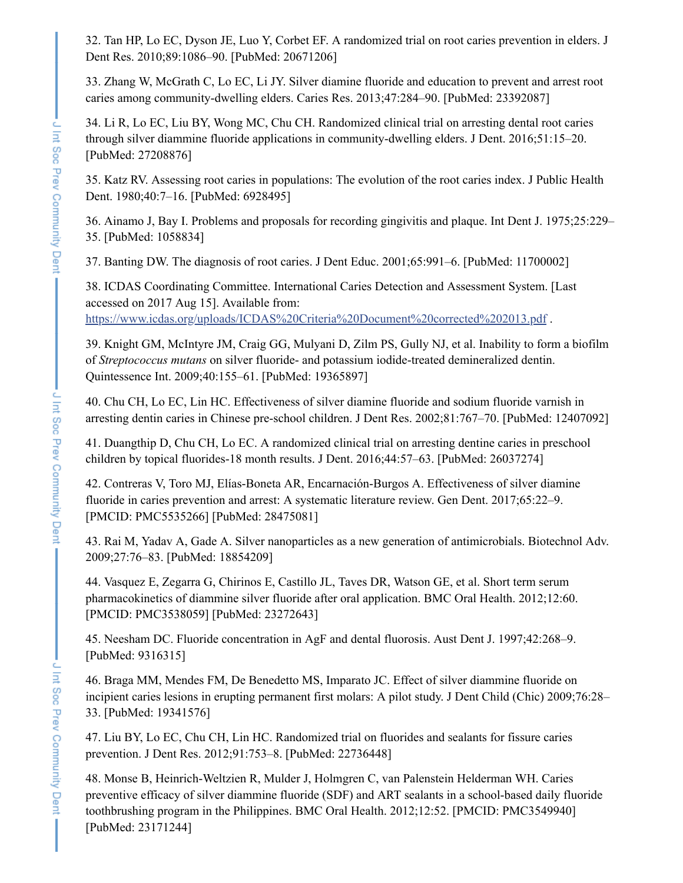32. Tan HP, Lo EC, Dyson JE, Luo Y, Corbet EF. A randomized trial on root caries prevention in elders. J Dent Res. 2010;89:1086–90. [PubMed: 20671206]

33. Zhang W, McGrath C, Lo EC, Li JY. Silver diamine fluoride and education to prevent and arrest root caries among community-dwelling elders. Caries Res. 2013;47:284–90. [PubMed: 23392087]

34. Li R, Lo EC, Liu BY, Wong MC, Chu CH. Randomized clinical trial on arresting dental root caries through silver diammine fluoride applications in community-dwelling elders. J Dent. 2016;51:15–20. [PubMed: 27208876]

35. Katz RV. Assessing root caries in populations: The evolution of the root caries index. J Public Health Dent. 1980;40:7–16. [PubMed: 6928495]

36. Ainamo J, Bay I. Problems and proposals for recording gingivitis and plaque. Int Dent J. 1975;25:229–35. [PubMed: 1058834]

37. Banting DW. The diagnosis of root caries. J Dent Educ. 2001;65:991–6. [PubMed: 11700002]

38. ICDAS Coordinating Committee. International Caries Detection and Assessment System. [Last accessed on 2017 Aug 15]. Available from: https://www.icdas.org/uploads/ICDAS%20Criteria%20Document%20corrected%202013.pdf .

39. Knight GM, McIntyre JM, Craig GG, Mulyani D, Zilm PS, Gully NJ, et al. Inability to form a biofilm of *Streptococcus mutans* on silver fluoride- and potassium iodide-treated demineralized dentin. Quintessence Int. 2009;40:155–61. [PubMed: 19365897]

40. Chu CH, Lo EC, Lin HC. Effectiveness of silver diamine fluoride and sodium fluoride varnish in arresting dentin caries in Chinese pre-school children. J Dent Res. 2002;81:767–70. [PubMed: 12407092]

41. Duangthip D, Chu CH, Lo EC. A randomized clinical trial on arresting dentine caries in preschool children by topical fluorides-18 month results. J Dent. 2016;44:57–63. [PubMed: 26037274]

42. Contreras V, Toro MJ, Elías-Boneta AR, Encarnación-Burgos A. Effectiveness of silver diamine fluoride in caries prevention and arrest: A systematic literature review. Gen Dent. 2017;65:22–9. [PMCID: PMC5535266] [PubMed: 28475081]

43. Rai M, Yadav A, Gade A. Silver nanoparticles as a new generation of antimicrobials. Biotechnol Adv. 2009;27:76–83. [PubMed: 18854209]

44. Vasquez E, Zegarra G, Chirinos E, Castillo JL, Taves DR, Watson GE, et al. Short term serum pharmacokinetics of diammine silver fluoride after oral application. BMC Oral Health. 2012;12:60. [PMCID: PMC3538059] [PubMed: 23272643]

45. Neesham DC. Fluoride concentration in AgF and dental fluorosis. Aust Dent J. 1997;42:268–9. [PubMed: 9316315]

46. Braga MM, Mendes FM, De Benedetto MS, Imparato JC. Effect of silver diammine fluoride on incipient caries lesions in erupting permanent first molars: A pilot study. J Dent Child (Chic) 2009;76:28–33. [PubMed: 19341576]

47. Liu BY, Lo EC, Chu CH, Lin HC. Randomized trial on fluorides and sealants for fissure caries prevention. J Dent Res. 2012;91:753–8. [PubMed: 22736448]

48. Monse B, Heinrich-Weltzien R, Mulder J, Holmgren C, van Palenstein Helderman WH. Caries preventive efficacy of silver diammine fluoride (SDF) and ART sealants in a school-based daily fluoride toothbrushing program in the Philippines. BMC Oral Health. 2012;12:52. [PMCID: PMC3549940] [PubMed: 23171244]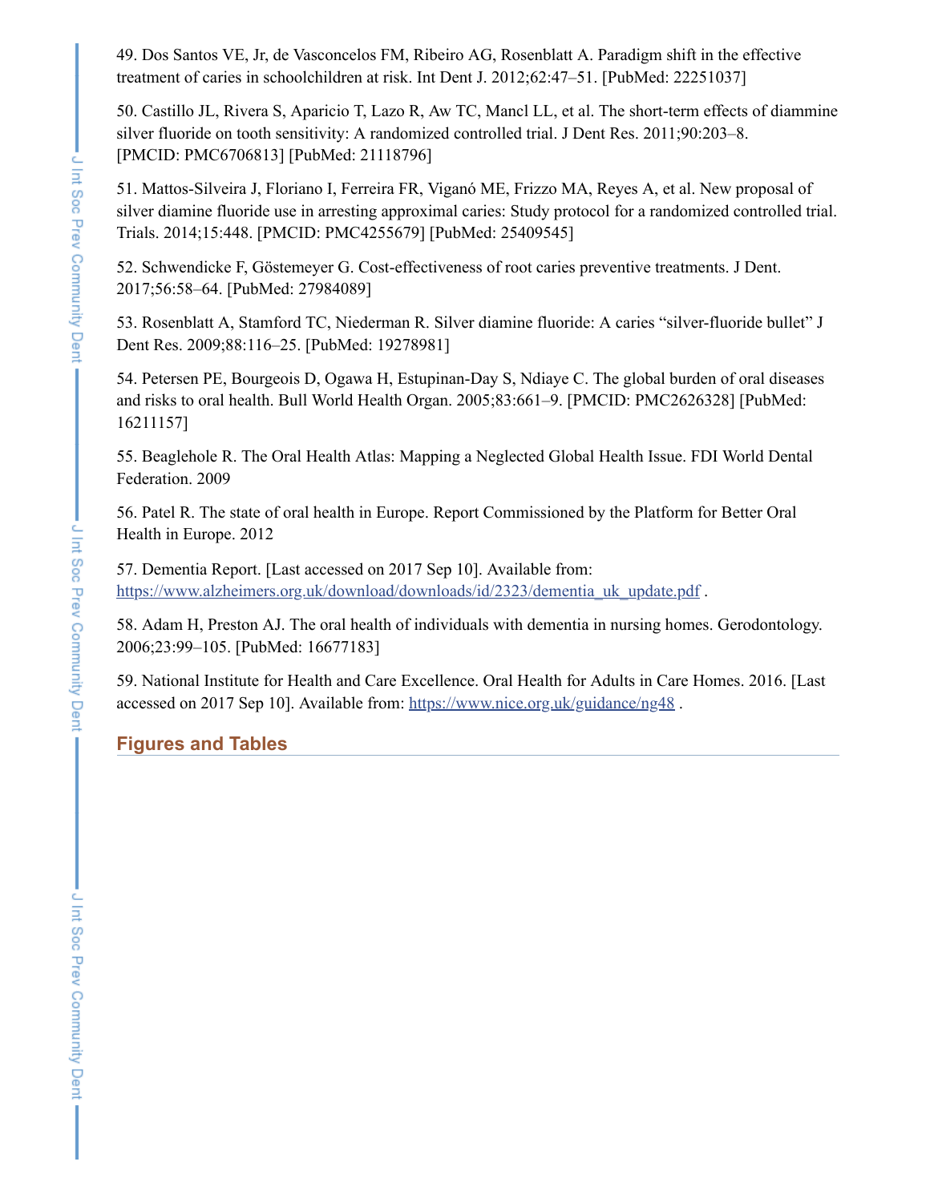49. Dos Santos VE, Jr, de Vasconcelos FM, Ribeiro AG, Rosenblatt A. Paradigm shift in the effective treatment of caries in schoolchildren at risk. Int Dent J. 2012;62:47–51. [PubMed: 22251037]

50. Castillo JL, Rivera S, Aparicio T, Lazo R, Aw TC, Mancl LL, et al. The short-term effects of diammine silver fluoride on tooth sensitivity: A randomized controlled trial. J Dent Res. 2011;90:203–8. [PMCID: PMC6706813] [PubMed: 21118796]

51. Mattos-Silveira J, Floriano I, Ferreira FR, Viganó ME, Frizzo MA, Reyes A, et al. New proposal of silver diamine fluoride use in arresting approximal caries: Study protocol for a randomized controlled trial. Trials. 2014;15:448. [PMCID: PMC4255679] [PubMed: 25409545]

52. Schwendicke F, Göstemeyer G. Cost-effectiveness of root caries preventive treatments. J Dent. 2017;56:58–64. [PubMed: 27984089]

53. Rosenblatt A, Stamford TC, Niederman R. Silver diamine fluoride: A caries "silver-fluoride bullet" J Dent Res. 2009;88:116–25. [PubMed: 19278981]

54. Petersen PE, Bourgeois D, Ogawa H, Estupinan-Day S, Ndiaye C. The global burden of oral diseases and risks to oral health. Bull World Health Organ. 2005;83:661–9. [PMCID: PMC2626328] [PubMed: 16211157]

55. Beaglehole R. The Oral Health Atlas: Mapping a Neglected Global Health Issue. FDI World Dental Federation. 2009

56. Patel R. The state of oral health in Europe. Report Commissioned by the Platform for Better Oral Health in Europe. 2012

57. Dementia Report. [Last accessed on 2017 Sep 10]. Available from: https://www.alzheimers.org.uk/download/downloads/id/2323/dementia_uk_update.pdf .

58. Adam H, Preston AJ. The oral health of individuals with dementia in nursing homes. Gerodontology. 2006;23:99–105. [PubMed: 16677183]

59. National Institute for Health and Care Excellence. Oral Health for Adults in Care Homes. 2016. [Last accessed on 2017 Sep 10]. Available from: https://www.nice.org.uk/guidance/ng48 .

## Figures and Tables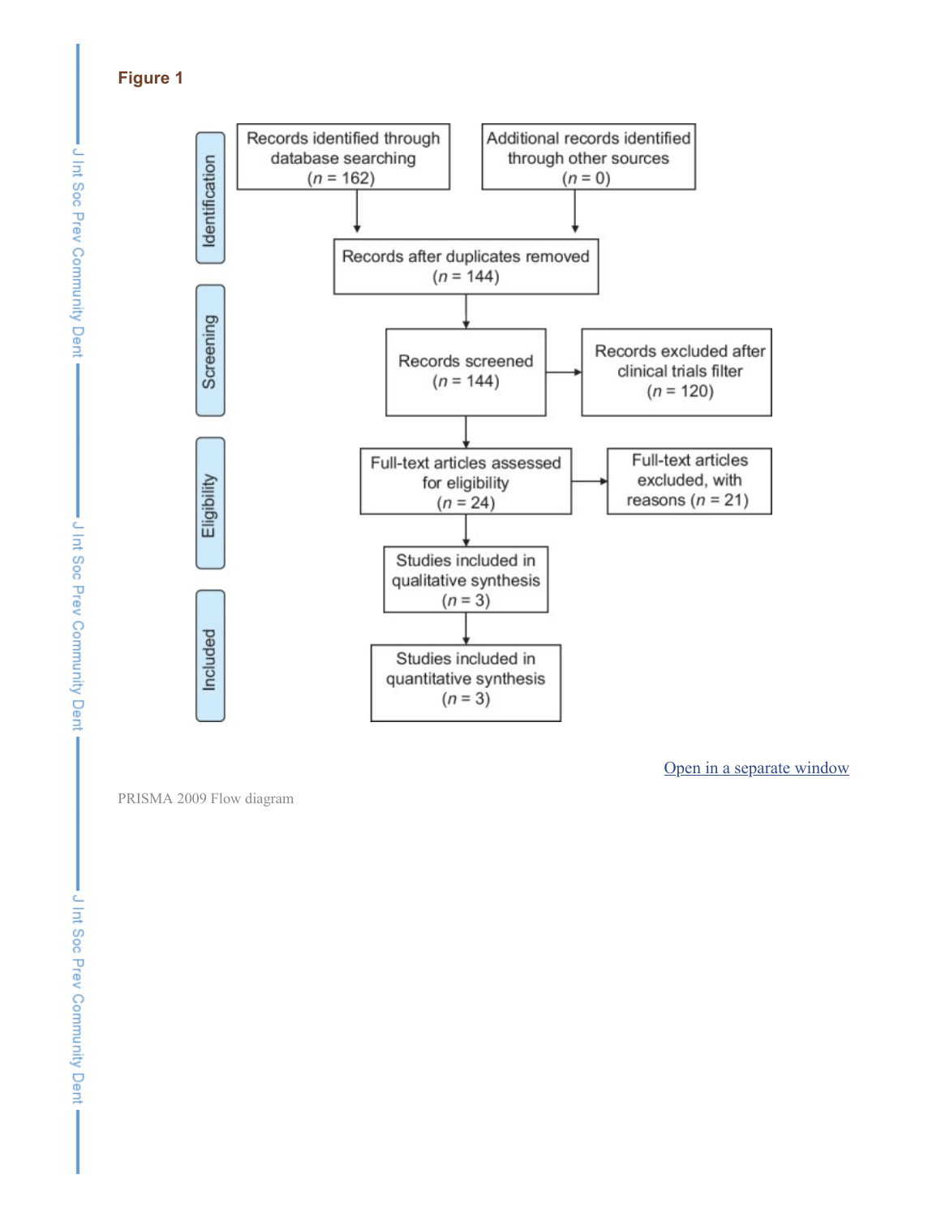**Figure 1**

Identification

Records identified through database searching (*n* = 162)

Additional records identified through other sources (*n* = 0)

Records after duplicates removed (*n* = 144)

Screening

Records screened (*n* = 144)

Records excluded after clinical trials filter (*n* = 120)

Eligibility

Full-text articles assessed for eligibility (*n* = 24)

Full-text articles excluded, with reasons (*n* = 21)

Included

Studies included in qualitative synthesis (*n* = 3)

Studies included in quantitative synthesis (*n* = 3)

Open in a separate window

PRISMA 2009 Flow diagram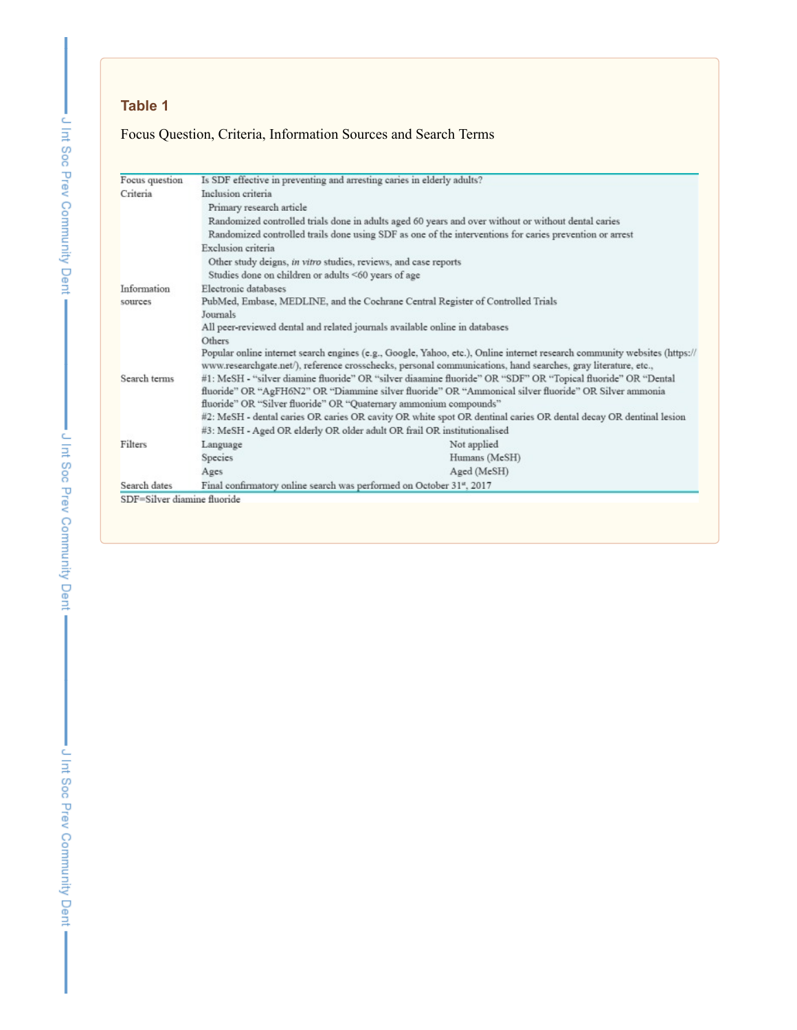### Table 1

Focus Question, Criteria, Information Sources and Search Terms

| | | |
|---|---|---|
| Focus question | Is SDF effective in preventing and arresting caries in elderly adults? | |
| Criteria | Inclusion criteria | |
| | Primary research article | |
| | Randomized controlled trials done in adults aged 60 years and over without or without dental caries | |
| | Randomized controlled trails done using SDF as one of the interventions for caries prevention or arrest | |
| | Exclusion criteria | |
| | Other study deigns, *in vitro* studies, reviews, and case reports | |
| | Studies done on children or adults <60 years of age | |
| Information sources | Electronic databases | |
| | PubMed, Embase, MEDLINE, and the Cochrane Central Register of Controlled Trials | |
| | Journals | |
| | All peer-reviewed dental and related journals available online in databases | |
| | Others | |
| | Popular online internet search engines (e.g., Google, Yahoo, etc.), Online internet research community websites (https://www.researchgate.net/), reference crosschecks, personal communications, hand searches, gray literature, etc., | |
| Search terms | #1: MeSH - “silver diamine fluoride” OR “silver diaamine fluoride” OR “SDF” OR “Topical fluoride” OR “Dental fluoride” OR “AgFH6N2” OR “Diammine silver fluoride” OR “Ammonical silver fluoride” OR Silver ammonia fluoride” OR “Silver fluoride” OR “Quaternary ammonium compounds” | |
| | #2: MeSH - dental caries OR caries OR cavity OR white spot OR dentinal caries OR dental decay OR dentinal lesion | |
| | #3: MeSH - Aged OR elderly OR older adult OR frail OR institutionalised | |
| Filters | Language | Not applied |
| | Species | Humans (MeSH) |
| | Ages | Aged (MeSH) |
| Search dates | Final confirmatory online search was performed on October 31st, 2017 | |

SDF=Silver diamine fluoride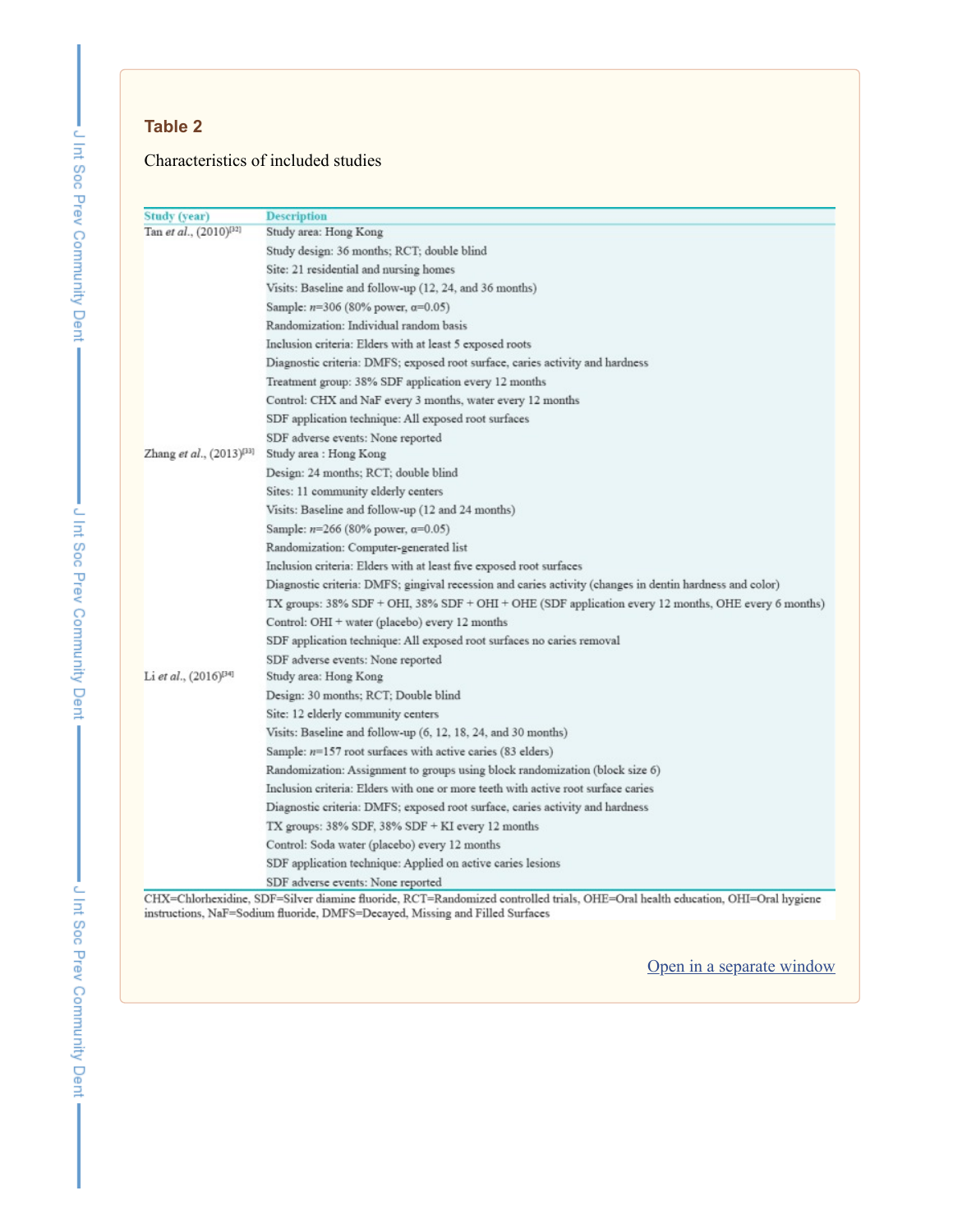## Table 2

Characteristics of included studies

| Study (year) | Description |
|---|---|
| Tan *et al*., (2010)[32] | Study area: Hong Kong |
| | Study design: 36 months; RCT; double blind |
| | Site: 21 residential and nursing homes |
| | Visits: Baseline and follow-up (12, 24, and 36 months) |
| | Sample: *n*=306 (80% power, α=0.05) |
| | Randomization: Individual random basis |
| | Inclusion criteria: Elders with at least 5 exposed roots |
| | Diagnostic criteria: DMFS; exposed root surface, caries activity and hardness |
| | Treatment group: 38% SDF application every 12 months |
| | Control: CHX and NaF every 3 months, water every 12 months |
| | SDF application technique: All exposed root surfaces |
| | SDF adverse events: None reported |
| Zhang *et al*., (2013)[33] | Study area : Hong Kong |
| | Design: 24 months; RCT; double blind |
| | Sites: 11 community elderly centers |
| | Visits: Baseline and follow-up (12 and 24 months) |
| | Sample: *n*=266 (80% power, α=0.05) |
| | Randomization: Computer-generated list |
| | Inclusion criteria: Elders with at least five exposed root surfaces |
| | Diagnostic criteria: DMFS; gingival recession and caries activity (changes in dentin hardness and color) |
| | TX groups: 38% SDF + OHI, 38% SDF + OHI + OHE (SDF application every 12 months, OHE every 6 months) |
| | Control: OHI + water (placebo) every 12 months |
| | SDF application technique: All exposed root surfaces no caries removal |
| | SDF adverse events: None reported |
| Li *et al*., (2016)[34] | Study area: Hong Kong |
| | Design: 30 months; RCT; Double blind |
| | Site: 12 elderly community centers |
| | Visits: Baseline and follow-up (6, 12, 18, 24, and 30 months) |
| | Sample: *n*=157 root surfaces with active caries (83 elders) |
| | Randomization: Assignment to groups using block randomization (block size 6) |
| | Inclusion criteria: Elders with one or more teeth with active root surface caries |
| | Diagnostic criteria: DMFS; exposed root surface, caries activity and hardness |
| | TX groups: 38% SDF, 38% SDF + KI every 12 months |
| | Control: Soda water (placebo) every 12 months |
| | SDF application technique: Applied on active caries lesions |
| | SDF adverse events: None reported |

CHX=Chlorhexidine, SDF=Silver diamine fluoride, RCT=Randomized controlled trials, OHE=Oral health education, OHI=Oral hygiene instructions, NaF=Sodium fluoride, DMFS=Decayed, Missing and Filled Surfaces

Open in a separate window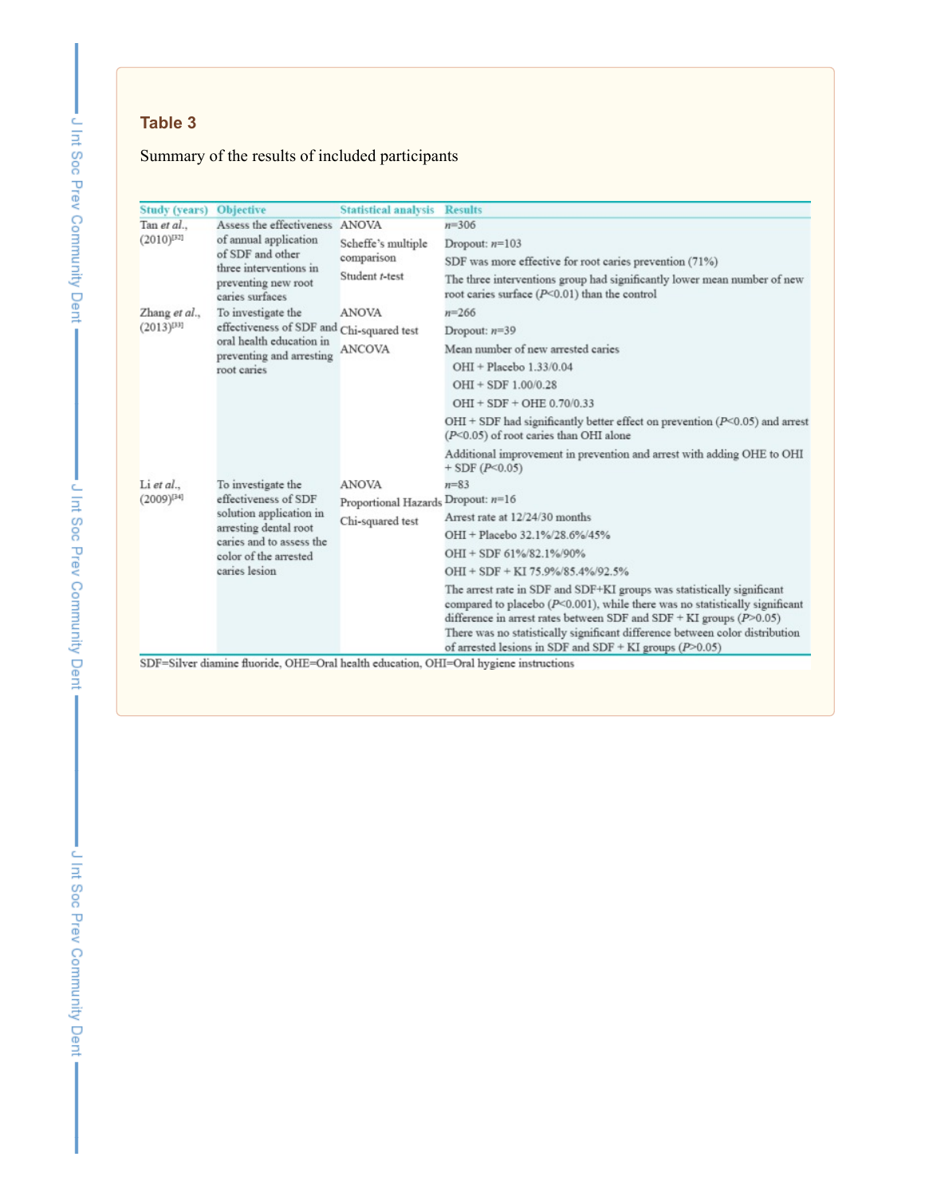**Table 3**

Summary of the results of included participants

| Study (years) | Objective | Statistical analysis | Results |
|---|---|---|---|
| Tan *et al.*, (2010)[32] | Assess the effectiveness of annual application of SDF and other three interventions in preventing new root caries surfaces | ANOVA<br>Scheffe's multiple comparison<br>Student *t*-test | *n*=306<br>Dropout: *n*=103<br>SDF was more effective for root caries prevention (71%)<br>The three interventions group had significantly lower mean number of new root caries surface ($P$<0.01) than the control |
| Zhang *et al.*, (2013)[33] | To investigate the effectiveness of SDF and oral health education in preventing and arresting root caries | ANOVA<br>Chi-squared test<br>ANCOVA | *n*=266<br>Dropout: *n*=39<br>Mean number of new arrested caries<br>OHI + Placebo 1.33/0.04<br>OHI + SDF 1.00/0.28<br>OHI + SDF + OHE 0.70/0.33<br>OHI + SDF had significantly better effect on prevention ($P$<0.05) and arrest ($P$<0.05) of root caries than OHI alone<br>Additional improvement in prevention and arrest with adding OHE to OHI + SDF ($P$<0.05) |
| Li *et al.*, (2009)[34] | To investigate the effectiveness of SDF solution application in arresting dental root caries and to assess the color of the arrested caries lesion | ANOVA<br>Proportional Hazards<br>Chi-squared test | *n*=83<br>Dropout: *n*=16<br>Arrest rate at 12/24/30 months<br>OHI + Placebo 32.1%/28.6%/45%<br>OHI + SDF 61%/82.1%/90%<br>OHI + SDF + KI 75.9%/85.4%/92.5%<br>The arrest rate in SDF and SDF+KI groups was statistically significant compared to placebo ($P$<0.001), while there was no statistically significant difference in arrest rates between SDF and SDF + KI groups ($P$>0.05)<br>There was no statistically significant difference between color distribution of arrested lesions in SDF and SDF + KI groups ($P$>0.05) |

SDF=Silver diamine fluoride, OHE=Oral health education, OHI=Oral hygiene instructions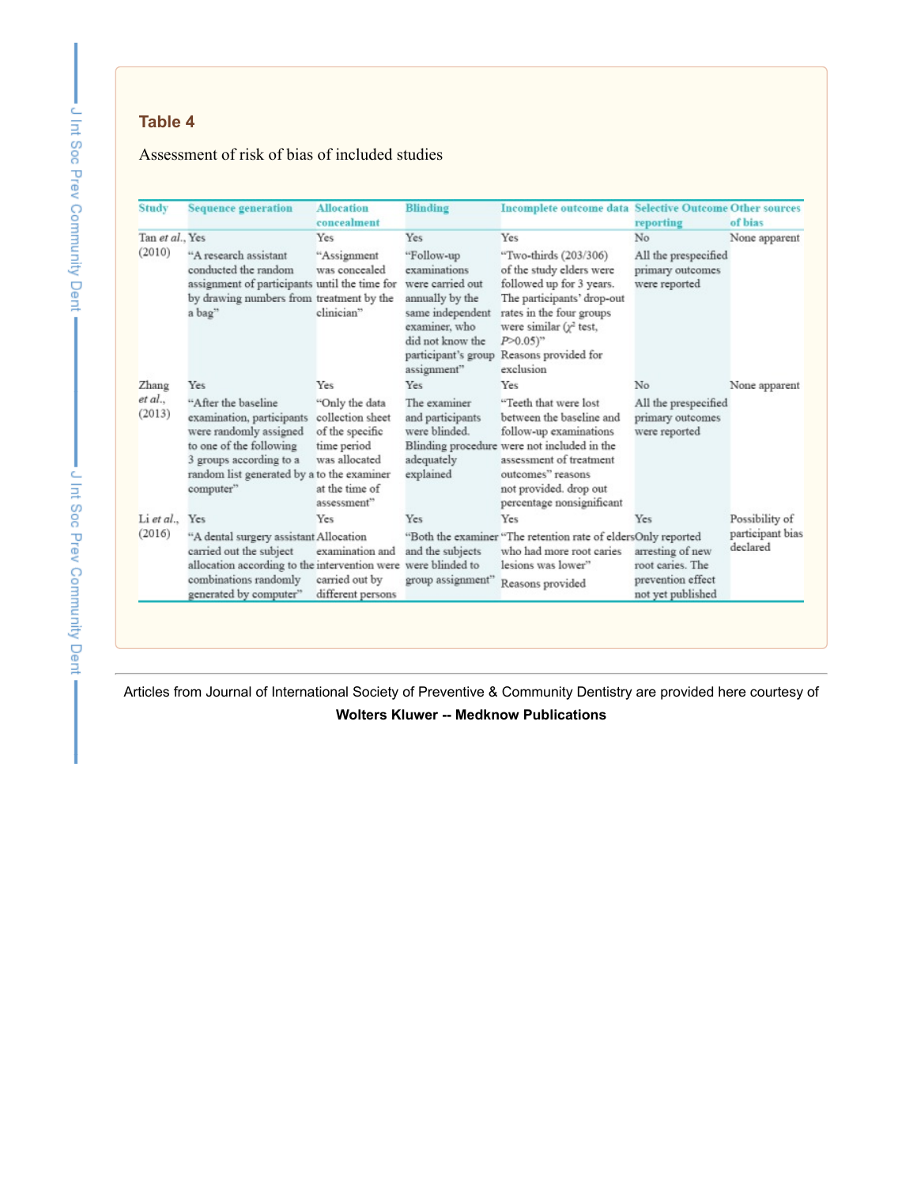### Table 4

Assessment of risk of bias of included studies

| Study | Sequence generation | Allocation concealment | Blinding | Incomplete outcome data | Selective Outcome reporting | Other sources of bias |
|---|---|---|---|---|---|---|
| Tan *et al.*, (2010) | Yes "A research assistant conducted the random assignment of participants by drawing numbers from a bag" | Yes "Assignment was concealed until the time for treatment by the clinician" | Yes "Follow-up examinations were carried out annually by the same independent examiner, who did not know the participant's group assignment" | Yes "Two-thirds (203/306) of the study elders were followed up for 3 years. The participants' drop-out rates in the four groups were similar ($\chi^2$ test, $P$>0.05)" Reasons provided for exclusion | No All the prespecified primary outcomes were reported | None apparent |
| Zhang *et al.*, (2013) | Yes "After the baseline examination, participants were randomly assigned to one of the following 3 groups according to a random list generated by a computer" | Yes "Only the data collection sheet of the specific time period was allocated to the examiner at the time of assessment" | Yes The examiner and participants were blinded. Blinding procedure adequately explained | Yes "Teeth that were lost between the baseline and follow-up examinations were not included in the assessment of treatment outcomes" reasons not provided. drop out percentage nonsignificant | No All the prespecified primary outcomes were reported | None apparent |
| Li *et al.*, (2016) | Yes "A dental surgery assistant carried out the subject allocation according to the combinations randomly generated by computer" | Yes Allocation examination and intervention were carried out by different persons | Yes "Both the examiner and the subjects were blinded to group assignment" | Yes "The retention rate of elders who had more root caries lesions was lower" Reasons provided | Yes Only reported arresting of new root caries. The prevention effect not yet published | Possibility of participant bias declared |

Articles from Journal of International Society of Preventive & Community Dentistry are provided here courtesy of **Wolters Kluwer -- Medknow Publications**